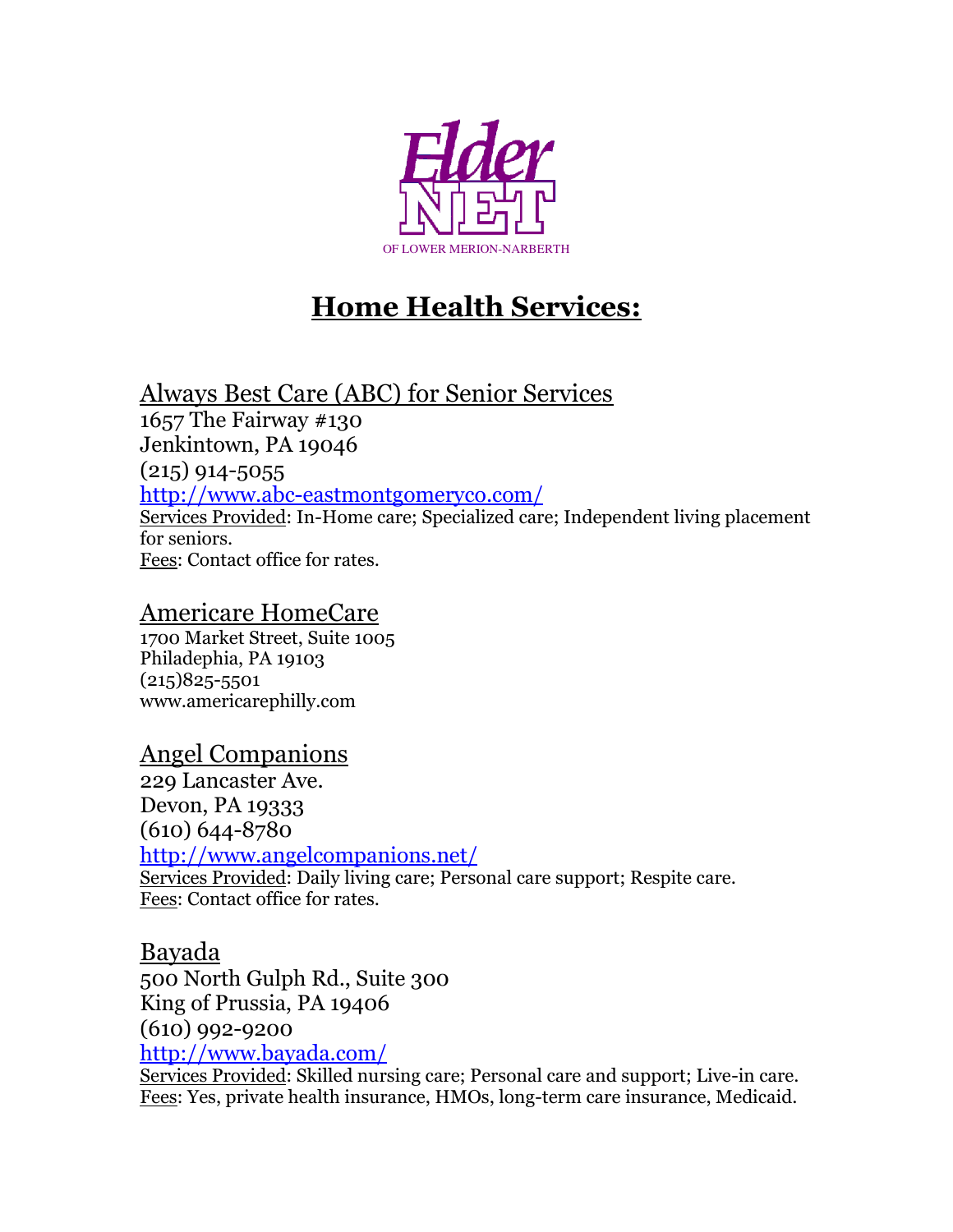ElderNET

OF LOWER MERION-NARBERTH

# Home Health Services:

## Always Best Care (ABC) for Senior Services

1657 The Fairway #130
Jenkintown, PA 19046
(215) 914-5055
http://www.abc-eastmontgomeryco.com/

Services Provided: In-Home care; Specialized care; Independent living placement for seniors.
Fees: Contact office for rates.

## Americare HomeCare

1700 Market Street, Suite 1005
Philadephia, PA 19103
(215)825-5501
www.americarephilly.com

## Angel Companions

229 Lancaster Ave.
Devon, PA 19333
(610) 644-8780
http://www.angelcompanions.net/

Services Provided: Daily living care; Personal care support; Respite care.
Fees: Contact office for rates.

## Bayada

500 North Gulph Rd., Suite 300
King of Prussia, PA 19406
(610) 992-9200
http://www.bayada.com/

Services Provided: Skilled nursing care; Personal care and support; Live-in care.
Fees: Yes, private health insurance, HMOs, long-term care insurance, Medicaid.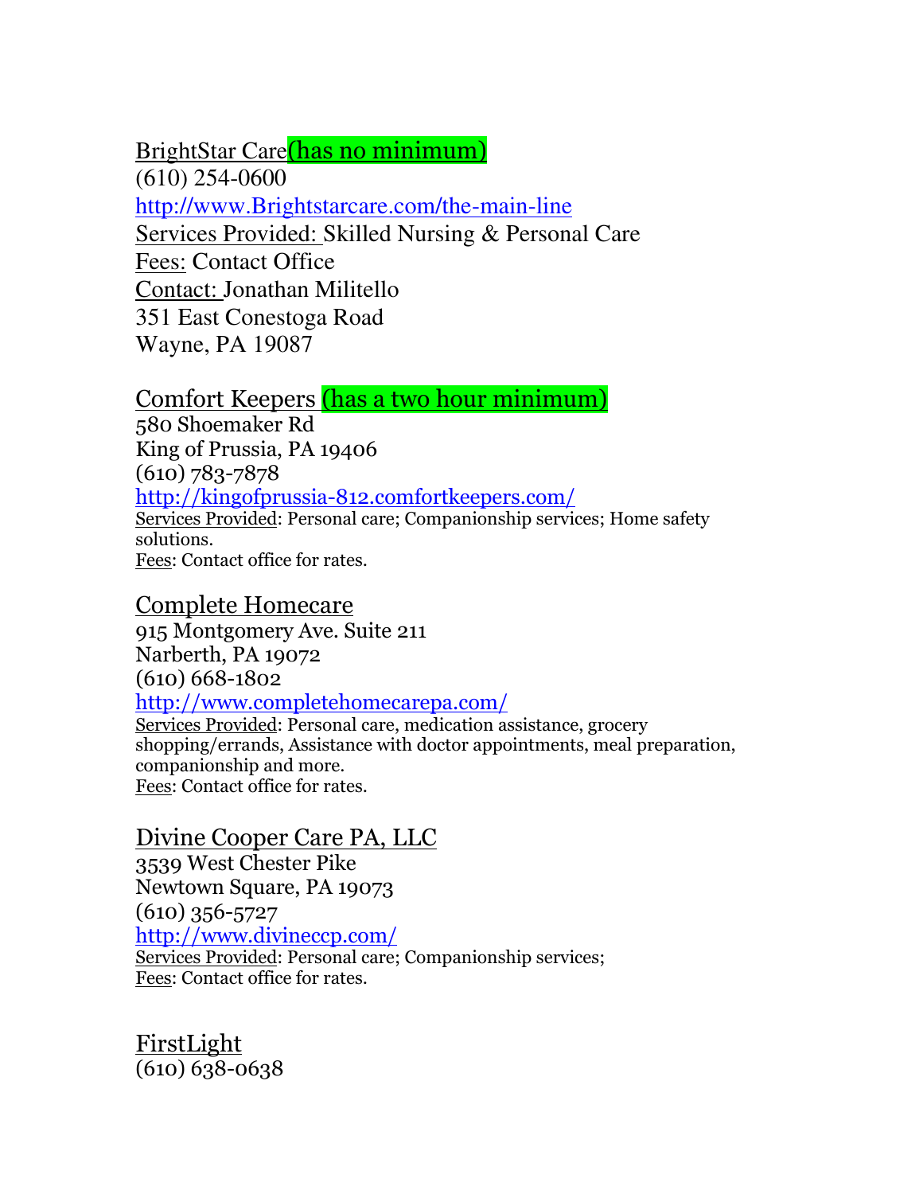BrightStar Care(has no minimum)
(610) 254-0600
http://www.Brightstarcare.com/the-main-line
Services Provided: Skilled Nursing & Personal Care
Fees: Contact Office
Contact: Jonathan Militello
351 East Conestoga Road
Wayne, PA 19087

Comfort Keepers (has a two hour minimum)
580 Shoemaker Rd
King of Prussia, PA 19406
(610) 783-7878
http://kingofprussia-812.comfortkeepers.com/
Services Provided: Personal care; Companionship services; Home safety solutions.
Fees: Contact office for rates.

Complete Homecare
915 Montgomery Ave. Suite 211
Narberth, PA 19072
(610) 668-1802
http://www.completehomecarepa.com/
Services Provided: Personal care, medication assistance, grocery shopping/errands, Assistance with doctor appointments, meal preparation, companionship and more.
Fees: Contact office for rates.

Divine Cooper Care PA, LLC
3539 West Chester Pike
Newtown Square, PA 19073
(610) 356-5727
http://www.divineccp.com/
Services Provided: Personal care; Companionship services;
Fees: Contact office for rates.

FirstLight
(610) 638-0638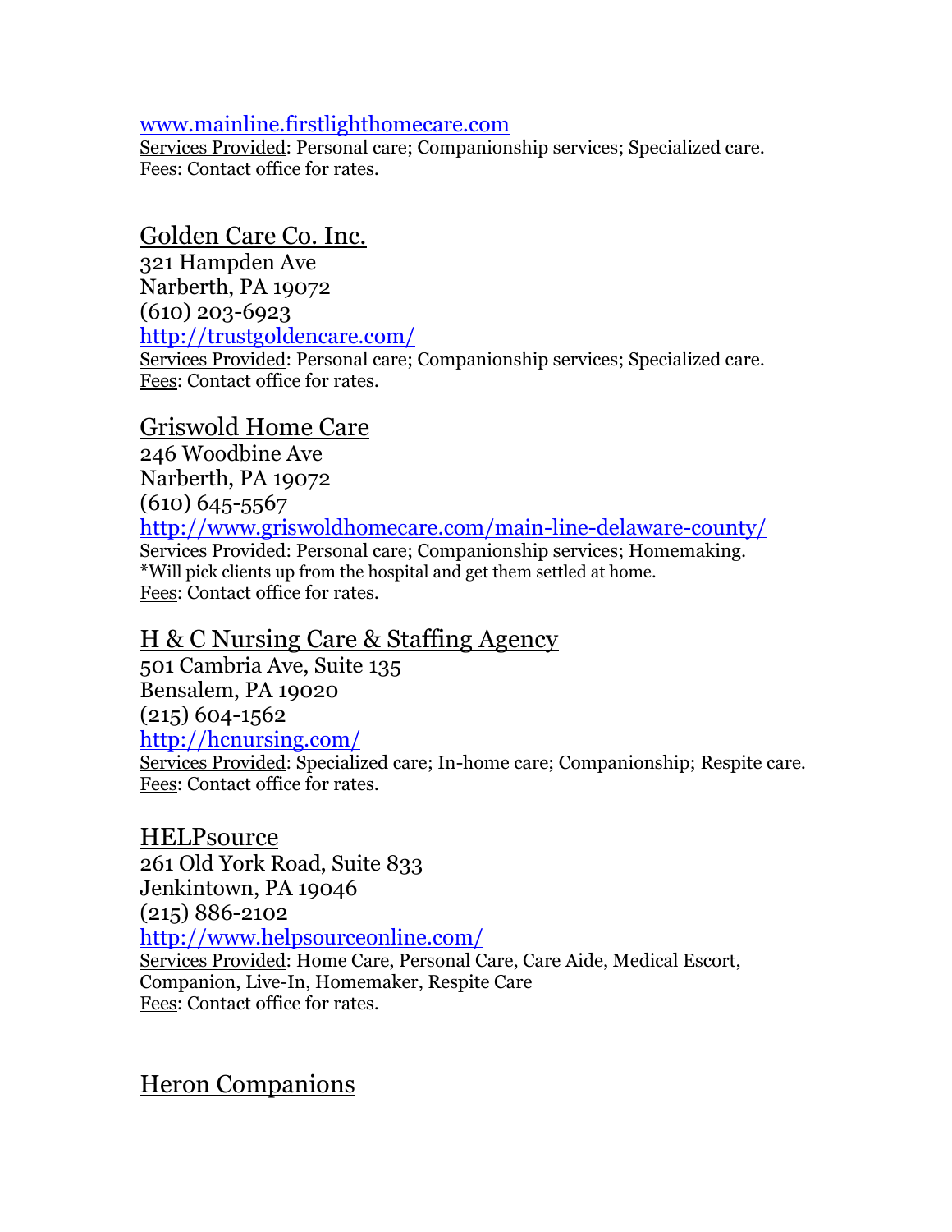www.mainline.firstlighthomecare.com
Services Provided: Personal care; Companionship services; Specialized care.
Fees: Contact office for rates.

## Golden Care Co. Inc.

321 Hampden Ave
Narberth, PA 19072
(610) 203-6923
http://trustgoldencare.com/
Services Provided: Personal care; Companionship services; Specialized care.
Fees: Contact office for rates.

## Griswold Home Care

246 Woodbine Ave
Narberth, PA 19072
(610) 645-5567
http://www.griswoldhomecare.com/main-line-delaware-county/
Services Provided: Personal care; Companionship services; Homemaking.
*Will pick clients up from the hospital and get them settled at home.
Fees: Contact office for rates.

## H & C Nursing Care & Staffing Agency

501 Cambria Ave, Suite 135
Bensalem, PA 19020
(215) 604-1562
http://hcnursing.com/
Services Provided: Specialized care; In-home care; Companionship; Respite care.
Fees: Contact office for rates.

## HELPsource

261 Old York Road, Suite 833
Jenkintown, PA 19046
(215) 886-2102
http://www.helpsourceonline.com/
Services Provided: Home Care, Personal Care, Care Aide, Medical Escort, Companion, Live-In, Homemaker, Respite Care
Fees: Contact office for rates.

## Heron Companions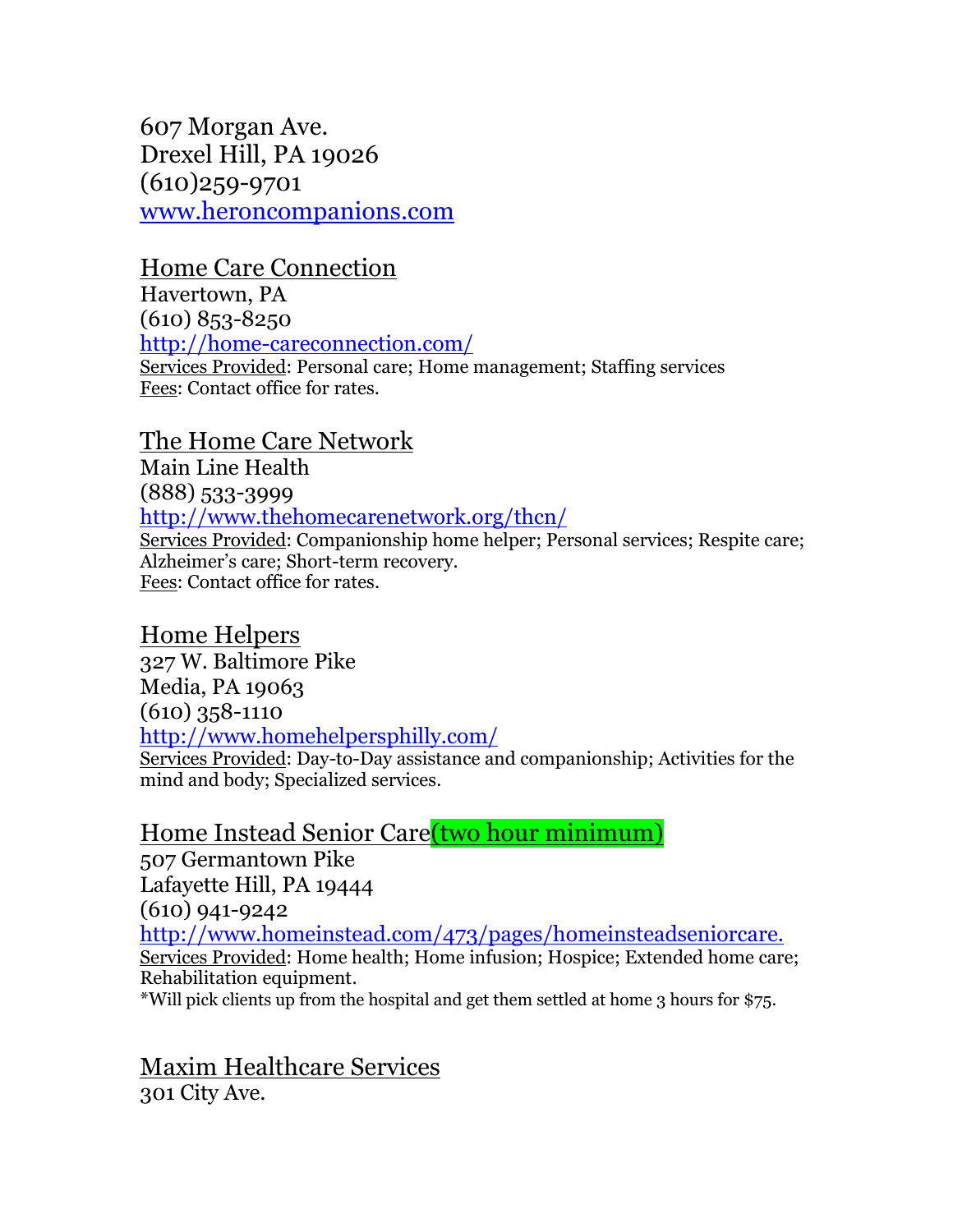607 Morgan Ave.
Drexel Hill, PA 19026
(610)259-9701
www.heroncompanions.com

<u>Home Care Connection</u>
Havertown, PA
(610) 853-8250
http://home-careconnection.com/
<u>Services Provided</u>: Personal care; Home management; Staffing services
<u>Fees</u>: Contact office for rates.

<u>The Home Care Network</u>
Main Line Health
(888) 533-3999
http://www.thehomecarenetwork.org/thcn/
<u>Services Provided</u>: Companionship home helper; Personal services; Respite care; Alzheimer's care; Short-term recovery.
<u>Fees</u>: Contact office for rates.

<u>Home Helpers</u>
327 W. Baltimore Pike
Media, PA 19063
(610) 358-1110
http://www.homehelpersphilly.com/
<u>Services Provided</u>: Day-to-Day assistance and companionship; Activities for the mind and body; Specialized services.

<u>Home Instead Senior Care</u>(two hour minimum)
507 Germantown Pike
Lafayette Hill, PA 19444
(610) 941-9242
http://www.homeinstead.com/473/pages/homeinsteadseniorcare.
<u>Services Provided</u>: Home health; Home infusion; Hospice; Extended home care; Rehabilitation equipment.
*Will pick clients up from the hospital and get them settled at home 3 hours for $75.

<u>Maxim Healthcare Services</u>
301 City Ave.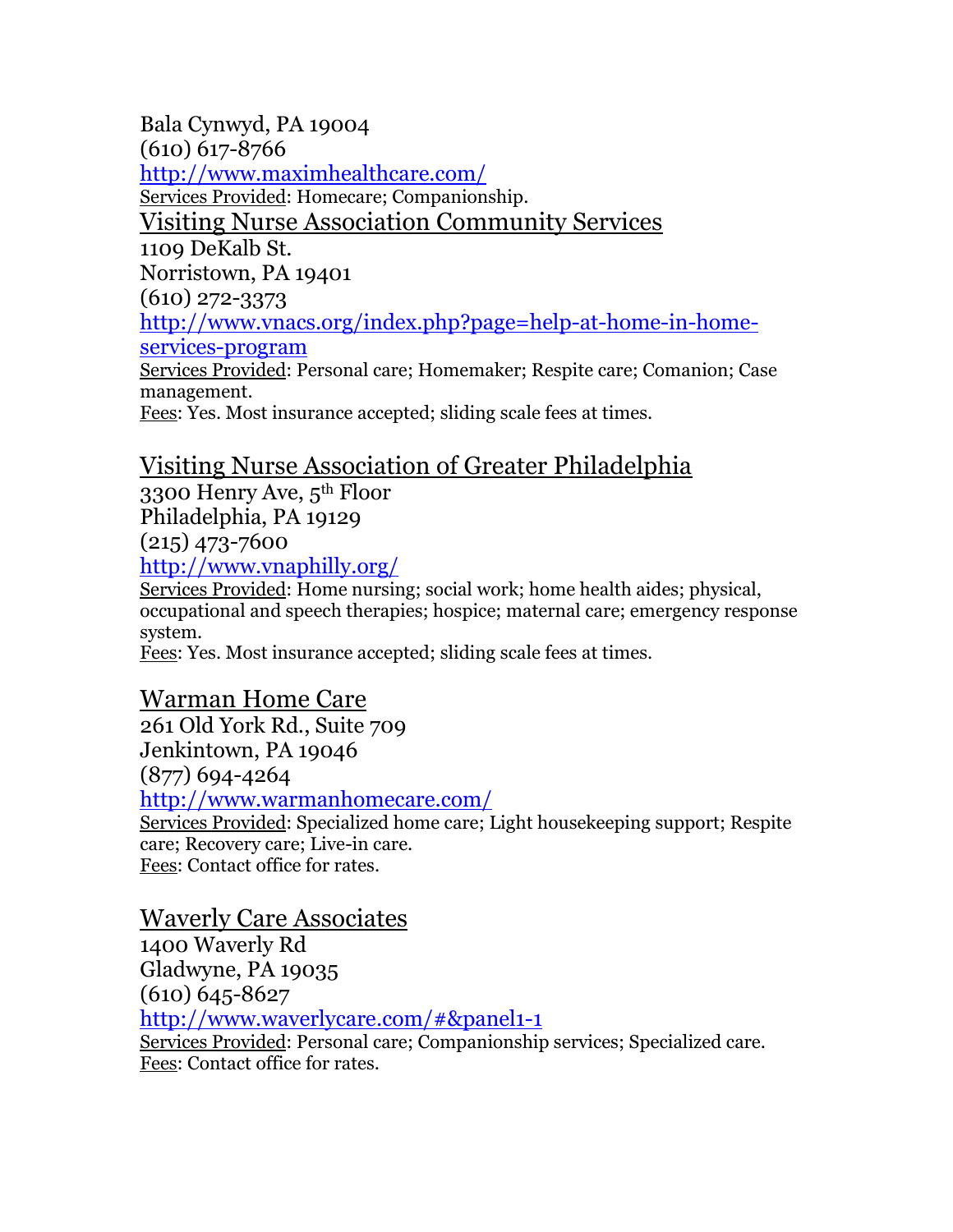Bala Cynwyd, PA 19004
(610) 617-8766
http://www.maximhealthcare.com/
Services Provided: Homecare; Companionship.

Visiting Nurse Association Community Services
1109 DeKalb St.
Norristown, PA 19401
(610) 272-3373
http://www.vnacs.org/index.php?page=help-at-home-in-home-services-program
Services Provided: Personal care; Homemaker; Respite care; Comanion; Case management.
Fees: Yes. Most insurance accepted; sliding scale fees at times.

Visiting Nurse Association of Greater Philadelphia
3300 Henry Ave, 5th Floor
Philadelphia, PA 19129
(215) 473-7600
http://www.vnaphilly.org/
Services Provided: Home nursing; social work; home health aides; physical, occupational and speech therapies; hospice; maternal care; emergency response system.
Fees: Yes. Most insurance accepted; sliding scale fees at times.

Warman Home Care
261 Old York Rd., Suite 709
Jenkintown, PA 19046
(877) 694-4264
http://www.warmanhomecare.com/
Services Provided: Specialized home care; Light housekeeping support; Respite care; Recovery care; Live-in care.
Fees: Contact office for rates.

Waverly Care Associates
1400 Waverly Rd
Gladwyne, PA 19035
(610) 645-8627
http://www.waverlycare.com/#&panel1-1
Services Provided: Personal care; Companionship services; Specialized care.
Fees: Contact office for rates.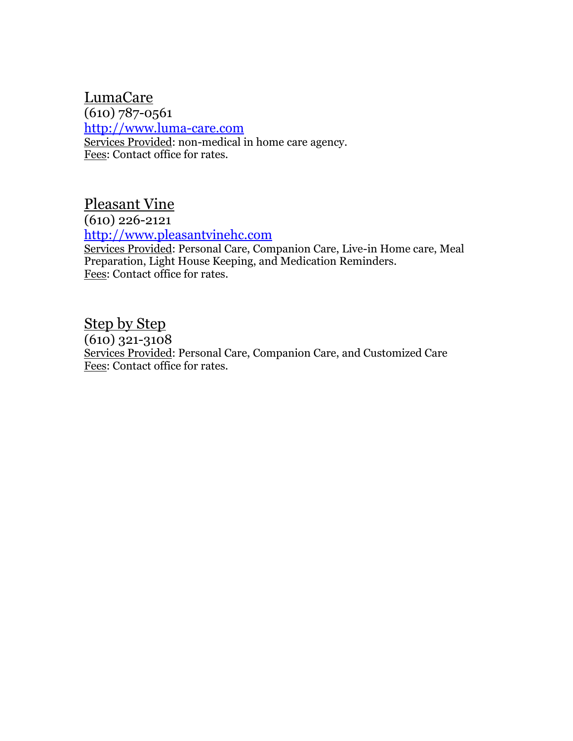## LumaCare

(610) 787-0561
http://www.luma-care.com
Services Provided: non-medical in home care agency.
Fees: Contact office for rates.

## Pleasant Vine

(610) 226-2121
http://www.pleasantvinehc.com
Services Provided: Personal Care, Companion Care, Live-in Home care, Meal Preparation, Light House Keeping, and Medication Reminders.
Fees: Contact office for rates.

## Step by Step

(610) 321-3108
Services Provided: Personal Care, Companion Care, and Customized Care
Fees: Contact office for rates.